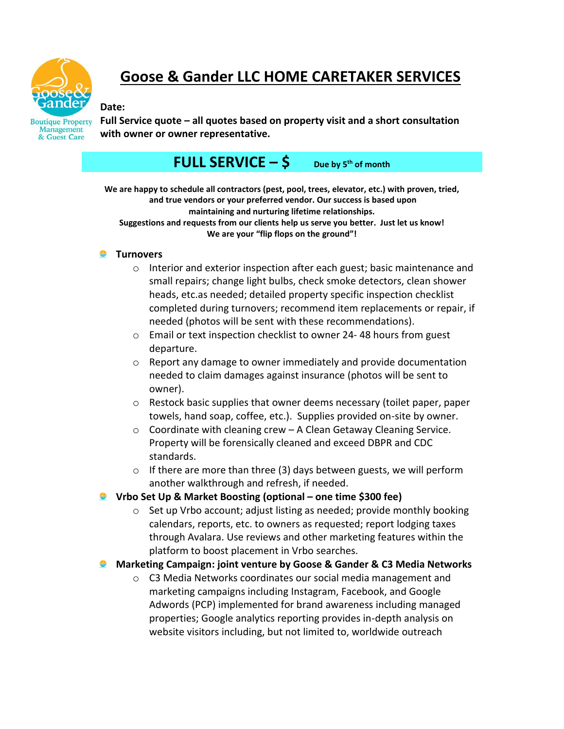# Goose & Gander LLC HOME CARETAKER SERVICES

Goose & Gander
Boutique Property Management & Guest Care

**Date:**

**Full Service quote – all quotes based on property visit and a short consultation with owner or owner representative.**

## FULL SERVICE – $ &nbsp;&nbsp;&nbsp; Due by 5th of month

**We are happy to schedule all contractors (pest, pool, trees, elevator, etc.) with proven, tried, and true vendors or your preferred vendor. Our success is based upon maintaining and nurturing lifetime relationships.**
**Suggestions and requests from our clients help us serve you better. Just let us know!**
**We are your "flip flops on the ground"!**

- **Turnovers**
  - Interior and exterior inspection after each guest; basic maintenance and small repairs; change light bulbs, check smoke detectors, clean shower heads, etc.as needed; detailed property specific inspection checklist completed during turnovers; recommend item replacements or repair, if needed (photos will be sent with these recommendations).
  - Email or text inspection checklist to owner 24- 48 hours from guest departure.
  - Report any damage to owner immediately and provide documentation needed to claim damages against insurance (photos will be sent to owner).
  - Restock basic supplies that owner deems necessary (toilet paper, paper towels, hand soap, coffee, etc.). Supplies provided on-site by owner.
  - Coordinate with cleaning crew – A Clean Getaway Cleaning Service. Property will be forensically cleaned and exceed DBPR and CDC standards.
  - If there are more than three (3) days between guests, we will perform another walkthrough and refresh, if needed.
- **Vrbo Set Up & Market Boosting (optional – one time $300 fee)**
  - Set up Vrbo account; adjust listing as needed; provide monthly booking calendars, reports, etc. to owners as requested; report lodging taxes through Avalara. Use reviews and other marketing features within the platform to boost placement in Vrbo searches.
- **Marketing Campaign: joint venture by Goose & Gander & C3 Media Networks**
  - C3 Media Networks coordinates our social media management and marketing campaigns including Instagram, Facebook, and Google Adwords (PCP) implemented for brand awareness including managed properties; Google analytics reporting provides in-depth analysis on website visitors including, but not limited to, worldwide outreach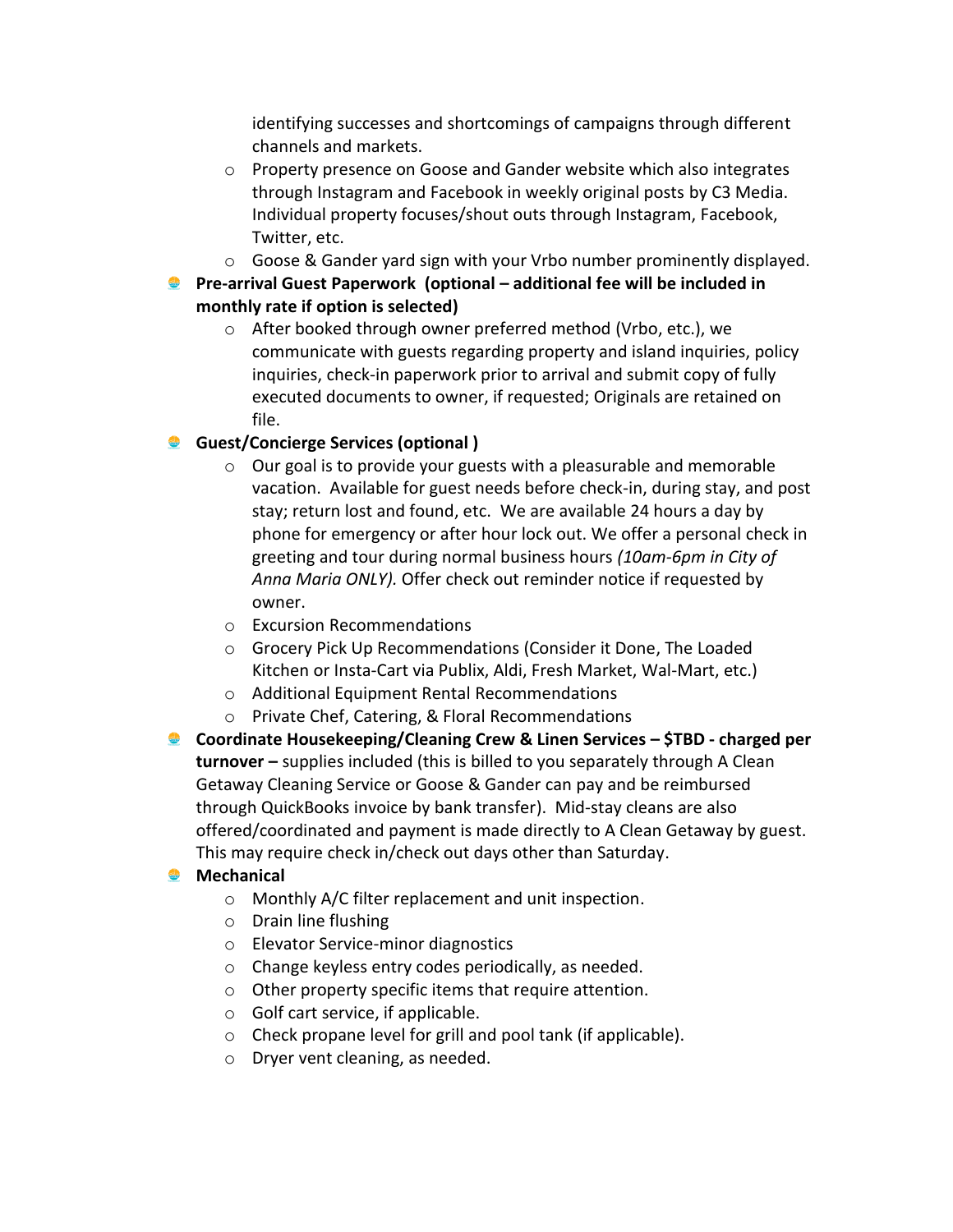identifying successes and shortcomings of campaigns through different channels and markets.

- Property presence on Goose and Gander website which also integrates through Instagram and Facebook in weekly original posts by C3 Media. Individual property focuses/shout outs through Instagram, Facebook, Twitter, etc.
- Goose & Gander yard sign with your Vrbo number prominently displayed.

- **Pre-arrival Guest Paperwork (optional – additional fee will be included in monthly rate if option is selected)**
  - After booked through owner preferred method (Vrbo, etc.), we communicate with guests regarding property and island inquiries, policy inquiries, check-in paperwork prior to arrival and submit copy of fully executed documents to owner, if requested; Originals are retained on file.
- **Guest/Concierge Services (optional )**
  - Our goal is to provide your guests with a pleasurable and memorable vacation. Available for guest needs before check-in, during stay, and post stay; return lost and found, etc. We are available 24 hours a day by phone for emergency or after hour lock out. We offer a personal check in greeting and tour during normal business hours *(10am-6pm in City of Anna Maria ONLY).* Offer check out reminder notice if requested by owner.
  - Excursion Recommendations
  - Grocery Pick Up Recommendations (Consider it Done, The Loaded Kitchen or Insta-Cart via Publix, Aldi, Fresh Market, Wal-Mart, etc.)
  - Additional Equipment Rental Recommendations
  - Private Chef, Catering, & Floral Recommendations
- **Coordinate Housekeeping/Cleaning Crew & Linen Services – $TBD - charged per turnover –** supplies included (this is billed to you separately through A Clean Getaway Cleaning Service or Goose & Gander can pay and be reimbursed through QuickBooks invoice by bank transfer). Mid-stay cleans are also offered/coordinated and payment is made directly to A Clean Getaway by guest. This may require check in/check out days other than Saturday.
- **Mechanical**
  - Monthly A/C filter replacement and unit inspection.
  - Drain line flushing
  - Elevator Service-minor diagnostics
  - Change keyless entry codes periodically, as needed.
  - Other property specific items that require attention.
  - Golf cart service, if applicable.
  - Check propane level for grill and pool tank (if applicable).
  - Dryer vent cleaning, as needed.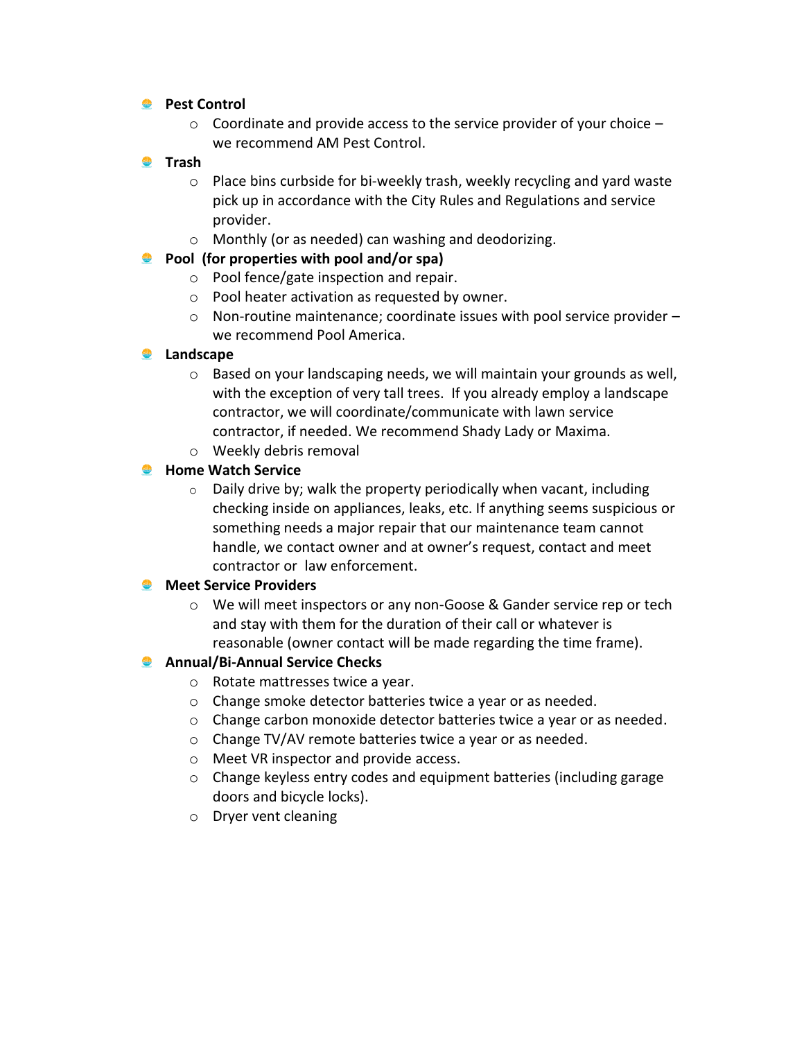- **Pest Control**
  - Coordinate and provide access to the service provider of your choice – we recommend AM Pest Control.
- **Trash**
  - Place bins curbside for bi-weekly trash, weekly recycling and yard waste pick up in accordance with the City Rules and Regulations and service provider.
  - Monthly (or as needed) can washing and deodorizing.
- **Pool (for properties with pool and/or spa)**
  - Pool fence/gate inspection and repair.
  - Pool heater activation as requested by owner.
  - Non-routine maintenance; coordinate issues with pool service provider – we recommend Pool America.
- **Landscape**
  - Based on your landscaping needs, we will maintain your grounds as well, with the exception of very tall trees. If you already employ a landscape contractor, we will coordinate/communicate with lawn service contractor, if needed. We recommend Shady Lady or Maxima.
  - Weekly debris removal
- **Home Watch Service**
  - Daily drive by; walk the property periodically when vacant, including checking inside on appliances, leaks, etc. If anything seems suspicious or something needs a major repair that our maintenance team cannot handle, we contact owner and at owner's request, contact and meet contractor or law enforcement.
- **Meet Service Providers**
  - We will meet inspectors or any non-Goose & Gander service rep or tech and stay with them for the duration of their call or whatever is reasonable (owner contact will be made regarding the time frame).
- **Annual/Bi-Annual Service Checks**
  - Rotate mattresses twice a year.
  - Change smoke detector batteries twice a year or as needed.
  - Change carbon monoxide detector batteries twice a year or as needed.
  - Change TV/AV remote batteries twice a year or as needed.
  - Meet VR inspector and provide access.
  - Change keyless entry codes and equipment batteries (including garage doors and bicycle locks).
  - Dryer vent cleaning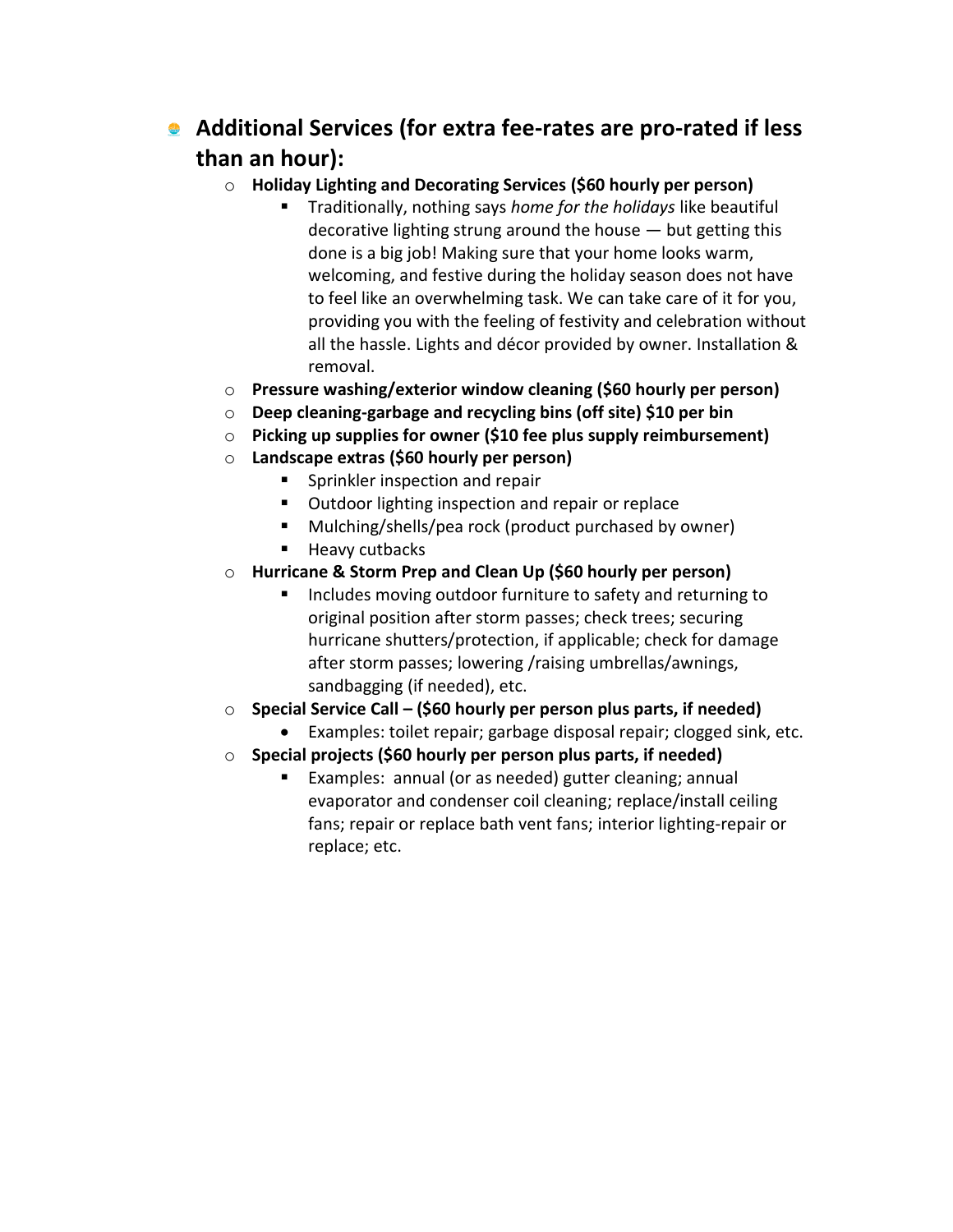- **Additional Services (for extra fee-rates are pro-rated if less than an hour):**
  - **Holiday Lighting and Decorating Services ($60 hourly per person)**
    - Traditionally, nothing says *home for the holidays* like beautiful decorative lighting strung around the house — but getting this done is a big job! Making sure that your home looks warm, welcoming, and festive during the holiday season does not have to feel like an overwhelming task. We can take care of it for you, providing you with the feeling of festivity and celebration without all the hassle. Lights and décor provided by owner. Installation & removal.
  - **Pressure washing/exterior window cleaning ($60 hourly per person)**
  - **Deep cleaning-garbage and recycling bins (off site) $10 per bin**
  - **Picking up supplies for owner ($10 fee plus supply reimbursement)**
  - **Landscape extras ($60 hourly per person)**
    - Sprinkler inspection and repair
    - Outdoor lighting inspection and repair or replace
    - Mulching/shells/pea rock (product purchased by owner)
    - Heavy cutbacks
  - **Hurricane & Storm Prep and Clean Up ($60 hourly per person)**
    - Includes moving outdoor furniture to safety and returning to original position after storm passes; check trees; securing hurricane shutters/protection, if applicable; check for damage after storm passes; lowering /raising umbrellas/awnings, sandbagging (if needed), etc.
  - **Special Service Call – ($60 hourly per person plus parts, if needed)**
    - Examples: toilet repair; garbage disposal repair; clogged sink, etc.
  - **Special projects ($60 hourly per person plus parts, if needed)**
    - Examples: annual (or as needed) gutter cleaning; annual evaporator and condenser coil cleaning; replace/install ceiling fans; repair or replace bath vent fans; interior lighting-repair or replace; etc.